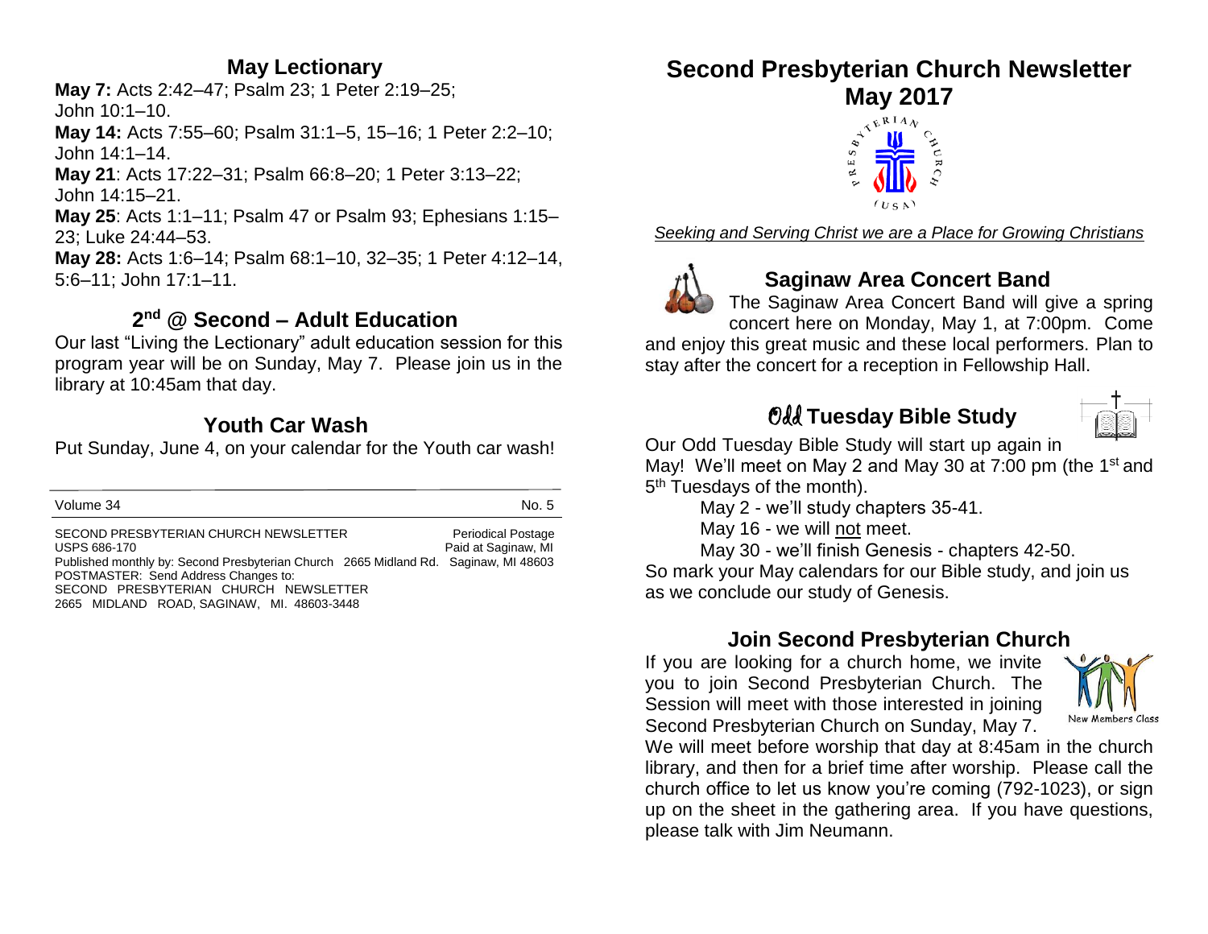## May Lectionary

**May 7:** Acts 2:42–47; Psalm 23; 1 Peter 2:19–25; John 10:1–10.

**May 14:** Acts 7:55–60; Psalm 31:1–5, 15–16; 1 Peter 2:2–10; John 14:1–14.

**May 21**: Acts 17:22–31; Psalm 66:8–20; 1 Peter 3:13–22; John 14:15–21.

**May 25**: Acts 1:1–11; Psalm 47 or Psalm 93; Ephesians 1:15–23; Luke 24:44–53.

**May 28:** Acts 1:6–14; Psalm 68:1–10, 32–35; 1 Peter 4:12–14, 5:6–11; John 17:1–11.

## 2nd @ Second – Adult Education

Our last "Living the Lectionary" adult education session for this program year will be on Sunday, May 7. Please join us in the library at 10:45am that day.

## Youth Car Wash

Put Sunday, June 4, on your calendar for the Youth car wash!

---

Volume 34 No. 5

SECOND PRESBYTERIAN CHURCH NEWSLETTER Periodical Postage
USPS 686-170 Paid at Saginaw, MI
Published monthly by: Second Presbyterian Church 2665 Midland Rd. Saginaw, MI 48603
POSTMASTER: Send Address Changes to:
SECOND PRESBYTERIAN CHURCH NEWSLETTER
2665 MIDLAND ROAD, SAGINAW, MI. 48603-3448

# Second Presbyterian Church Newsletter
# May 2017

*Seeking and Serving Christ we are a Place for Growing Christians*

## Saginaw Area Concert Band

The Saginaw Area Concert Band will give a spring concert here on Monday, May 1, at 7:00pm. Come and enjoy this great music and these local performers. Plan to stay after the concert for a reception in Fellowship Hall.

## Odd Tuesday Bible Study

Our Odd Tuesday Bible Study will start up again in May! We'll meet on May 2 and May 30 at 7:00 pm (the 1st and 5th Tuesdays of the month).

May 2 - we'll study chapters 35-41.

May 16 - we will not meet.

May 30 - we'll finish Genesis - chapters 42-50.

So mark your May calendars for our Bible study, and join us as we conclude our study of Genesis.

## Join Second Presbyterian Church

If you are looking for a church home, we invite you to join Second Presbyterian Church. The Session will meet with those interested in joining Second Presbyterian Church on Sunday, May 7. We will meet before worship that day at 8:45am in the church library, and then for a brief time after worship. Please call the church office to let us know you're coming (792-1023), or sign up on the sheet in the gathering area. If you have questions, please talk with Jim Neumann.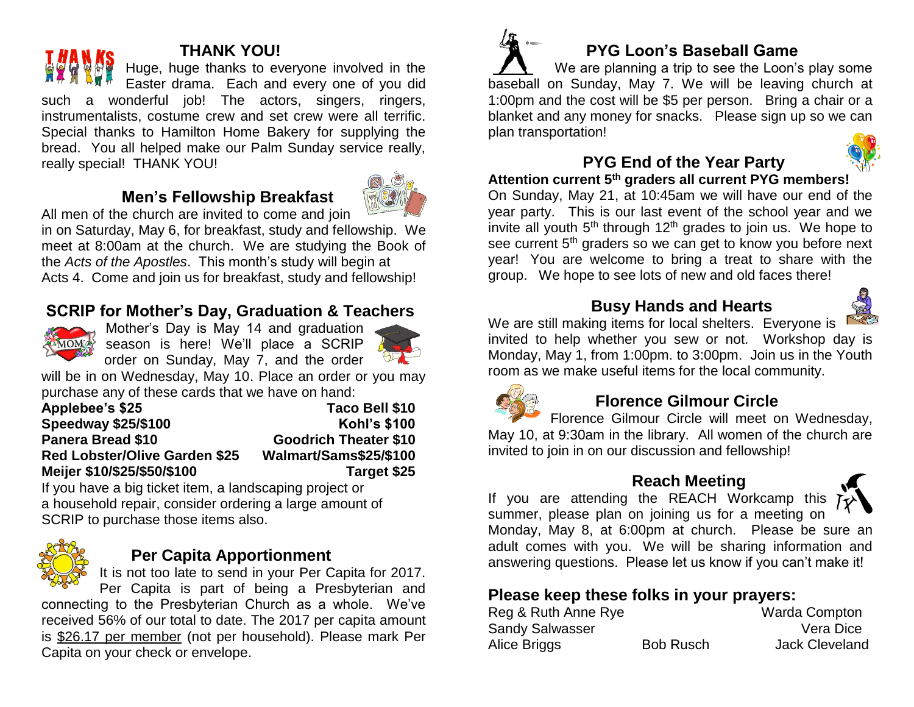## THANK YOU!

Huge, huge thanks to everyone involved in the Easter drama. Each and every one of you did such a wonderful job! The actors, singers, ringers, instrumentalists, costume crew and set crew were all terrific. Special thanks to Hamilton Home Bakery for supplying the bread. You all helped make our Palm Sunday service really, really special! THANK YOU!

## Men's Fellowship Breakfast

All men of the church are invited to come and join in on Saturday, May 6, for breakfast, study and fellowship. We meet at 8:00am at the church. We are studying the Book of the *Acts of the Apostles*. This month's study will begin at Acts 4. Come and join us for breakfast, study and fellowship!

## SCRIP for Mother's Day, Graduation & Teachers

Mother's Day is May 14 and graduation season is here! We'll place a SCRIP order on Sunday, May 7, and the order will be in on Wednesday, May 10. Place an order or you may purchase any of these cards that we have on hand:

| | |
|---|---|
| **Applebee's $25** | **Taco Bell $10** |
| **Speedway $25/$100** | **Kohl's $100** |
| **Panera Bread $10** | **Goodrich Theater $10** |
| **Red Lobster/Olive Garden $25** | **Walmart/Sams$25/$100** |
| **Meijer $10/$25/$50/$100** | **Target $25** |

If you have a big ticket item, a landscaping project or a household repair, consider ordering a large amount of SCRIP to purchase those items also.

## Per Capita Apportionment

It is not too late to send in your Per Capita for 2017. Per Capita is part of being a Presbyterian and connecting to the Presbyterian Church as a whole. We've received 56% of our total to date. The 2017 per capita amount is $26.17 per member (not per household). Please mark Per Capita on your check or envelope.

## PYG Loon's Baseball Game

We are planning a trip to see the Loon's play some baseball on Sunday, May 7. We will be leaving church at 1:00pm and the cost will be $5 per person. Bring a chair or a blanket and any money for snacks. Please sign up so we can plan transportation!

## PYG End of the Year Party

**Attention current 5th graders all current PYG members!**

On Sunday, May 21, at 10:45am we will have our end of the year party. This is our last event of the school year and we invite all youth 5th through 12th grades to join us. We hope to see current 5th graders so we can get to know you before next year! You are welcome to bring a treat to share with the group. We hope to see lots of new and old faces there!

## Busy Hands and Hearts

We are still making items for local shelters. Everyone is invited to help whether you sew or not. Workshop day is Monday, May 1, from 1:00pm. to 3:00pm. Join us in the Youth room as we make useful items for the local community.

## Florence Gilmour Circle

Florence Gilmour Circle will meet on Wednesday, May 10, at 9:30am in the library. All women of the church are invited to join in on our discussion and fellowship!

## Reach Meeting

If you are attending the REACH Workcamp this summer, please plan on joining us for a meeting on Monday, May 8, at 6:00pm at church. Please be sure an adult comes with you. We will be sharing information and answering questions. Please let us know if you can't make it!

## Please keep these folks in your prayers:

Reg & Ruth Anne Rye
Warda Compton
Sandy Salwasser
Vera Dice
Alice Briggs
Bob Rusch
Jack Cleveland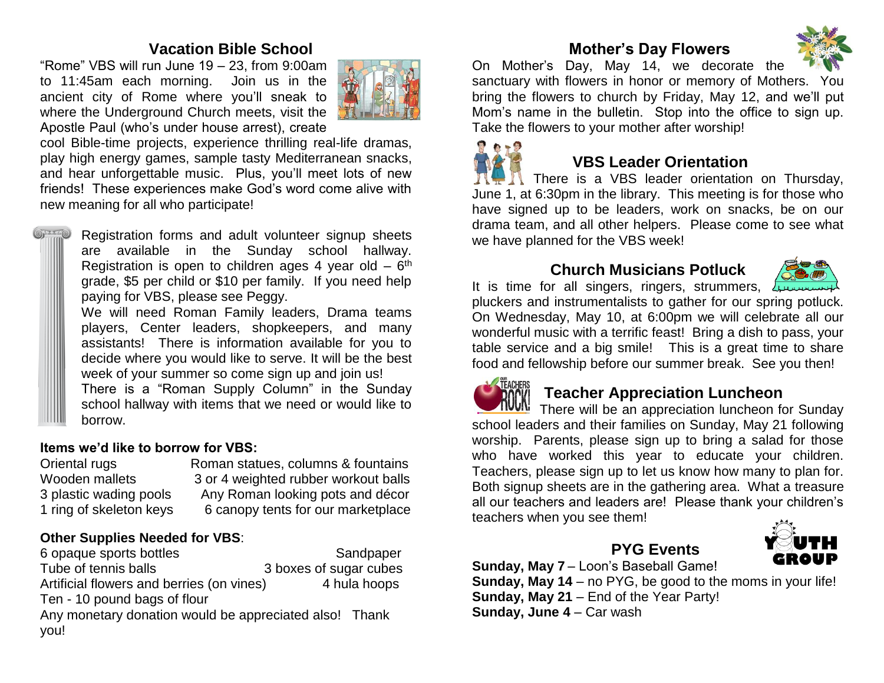## Vacation Bible School

"Rome" VBS will run June 19 – 23, from 9:00am to 11:45am each morning. Join us in the ancient city of Rome where you'll sneak to where the Underground Church meets, visit the Apostle Paul (who's under house arrest), create cool Bible-time projects, experience thrilling real-life dramas, play high energy games, sample tasty Mediterranean snacks, and hear unforgettable music. Plus, you'll meet lots of new friends! These experiences make God's word come alive with new meaning for all who participate!

Registration forms and adult volunteer signup sheets are available in the Sunday school hallway. Registration is open to children ages 4 year old – 6th grade, $5 per child or $10 per family. If you need help paying for VBS, please see Peggy.

We will need Roman Family leaders, Drama teams players, Center leaders, shopkeepers, and many assistants! There is information available for you to decide where you would like to serve. It will be the best week of your summer so come sign up and join us!

There is a "Roman Supply Column" in the Sunday school hallway with items that we need or would like to borrow.

**Items we'd like to borrow for VBS:**

| | |
|---|---|
| Oriental rugs | Roman statues, columns & fountains |
| Wooden mallets | 3 or 4 weighted rubber workout balls |
| 3 plastic wading pools | Any Roman looking pots and décor |
| 1 ring of skeleton keys | 6 canopy tents for our marketplace |

**Other Supplies Needed for VBS**:

| | |
|---|---|
| 6 opaque sports bottles | Sandpaper |
| Tube of tennis balls | 3 boxes of sugar cubes |
| Artificial flowers and berries (on vines) | 4 hula hoops |
| Ten - 10 pound bags of flour | |

Any monetary donation would be appreciated also! Thank you!

## Mother's Day Flowers

On Mother's Day, May 14, we decorate the sanctuary with flowers in honor or memory of Mothers. You bring the flowers to church by Friday, May 12, and we'll put Mom's name in the bulletin. Stop into the office to sign up. Take the flowers to your mother after worship!

## VBS Leader Orientation

There is a VBS leader orientation on Thursday, June 1, at 6:30pm in the library. This meeting is for those who have signed up to be leaders, work on snacks, be on our drama team, and all other helpers. Please come to see what we have planned for the VBS week!

## Church Musicians Potluck

It is time for all singers, ringers, strummers, pluckers and instrumentalists to gather for our spring potluck. On Wednesday, May 10, at 6:00pm we will celebrate all our wonderful music with a terrific feast! Bring a dish to pass, your table service and a big smile! This is a great time to share food and fellowship before our summer break. See you then!

## Teacher Appreciation Luncheon

There will be an appreciation luncheon for Sunday school leaders and their families on Sunday, May 21 following worship. Parents, please sign up to bring a salad for those who have worked this year to educate your children. Teachers, please sign up to let us know how many to plan for. Both signup sheets are in the gathering area. What a treasure all our teachers and leaders are! Please thank your children's teachers when you see them!

## PYG Events

**Sunday, May 7** – Loon's Baseball Game!
**Sunday, May 14** – no PYG, be good to the moms in your life!
**Sunday, May 21** – End of the Year Party!
**Sunday, June 4** – Car wash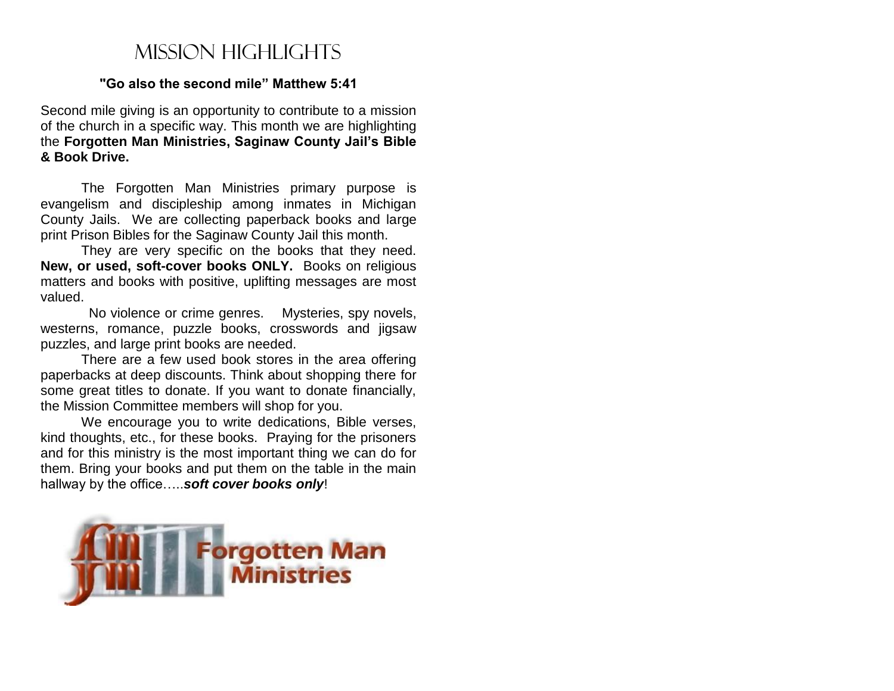# Mission Highlights

**"Go also the second mile" Matthew 5:41**

Second mile giving is an opportunity to contribute to a mission of the church in a specific way. This month we are highlighting the **Forgotten Man Ministries, Saginaw County Jail's Bible & Book Drive.**

The Forgotten Man Ministries primary purpose is evangelism and discipleship among inmates in Michigan County Jails. We are collecting paperback books and large print Prison Bibles for the Saginaw County Jail this month.

They are very specific on the books that they need. **New, or used, soft-cover books ONLY.** Books on religious matters and books with positive, uplifting messages are most valued.

No violence or crime genres. Mysteries, spy novels, westerns, romance, puzzle books, crosswords and jigsaw puzzles, and large print books are needed.

There are a few used book stores in the area offering paperbacks at deep discounts. Think about shopping there for some great titles to donate. If you want to donate financially, the Mission Committee members will shop for you.

We encourage you to write dedications, Bible verses, kind thoughts, etc., for these books. Praying for the prisoners and for this ministry is the most important thing we can do for them. Bring your books and put them on the table in the main hallway by the office…..***soft cover books only***!

Forgotten Man Ministries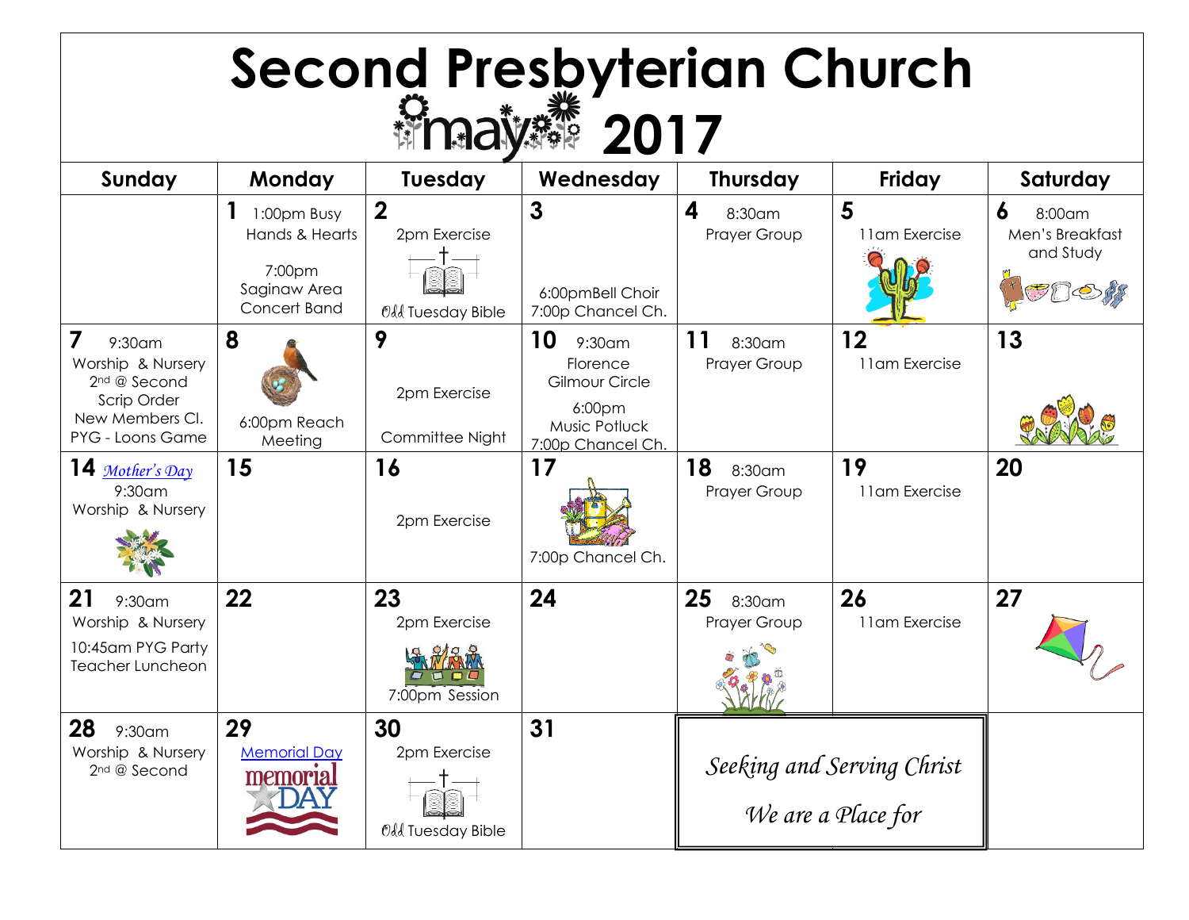# Second Presbyterian Church

## may 2017

| Sunday | Monday | Tuesday | Wednesday | Thursday | Friday | Saturday |
|---|---|---|---|---|---|---|
| | **1** 1:00pm Busy Hands & Hearts<br>7:00pm Saginaw Area Concert Band | **2** 2pm Exercise<br>Odd Tuesday Bible | **3** 6:00pmBell Choir<br>7:00p Chancel Ch. | **4** 8:30am Prayer Group | **5** 11am Exercise | **6** 8:00am Men's Breakfast and Study |
| **7** 9:30am Worship & Nursery<br>2nd @ Second<br>Scrip Order<br>New Members Cl.<br>PYG - Loons Game | **8** 6:00pm Reach Meeting | **9** 2pm Exercise<br>Committee Night | **10** 9:30am Florence Gilmour Circle<br>6:00pm Music Potluck<br>7:00p Chancel Ch. | **11** 8:30am Prayer Group | **12** 11am Exercise | **13** |
| **14** *Mother's Day*<br>9:30am Worship & Nursery | **15** | **16** 2pm Exercise | **17** 7:00p Chancel Ch. | **18** 8:30am Prayer Group | **19** 11am Exercise | **20** |
| **21** 9:30am Worship & Nursery<br>10:45am PYG Party<br>Teacher Luncheon | **22** | **23** 2pm Exercise<br>7:00pm Session | **24** | **25** 8:30am Prayer Group | **26** 11am Exercise | **27** |
| **28** 9:30am Worship & Nursery<br>2nd @ Second | **29** Memorial Day | **30** 2pm Exercise<br>Odd Tuesday Bible | **31** | *Seeking and Serving Christ*<br>*We are a Place for* | | |